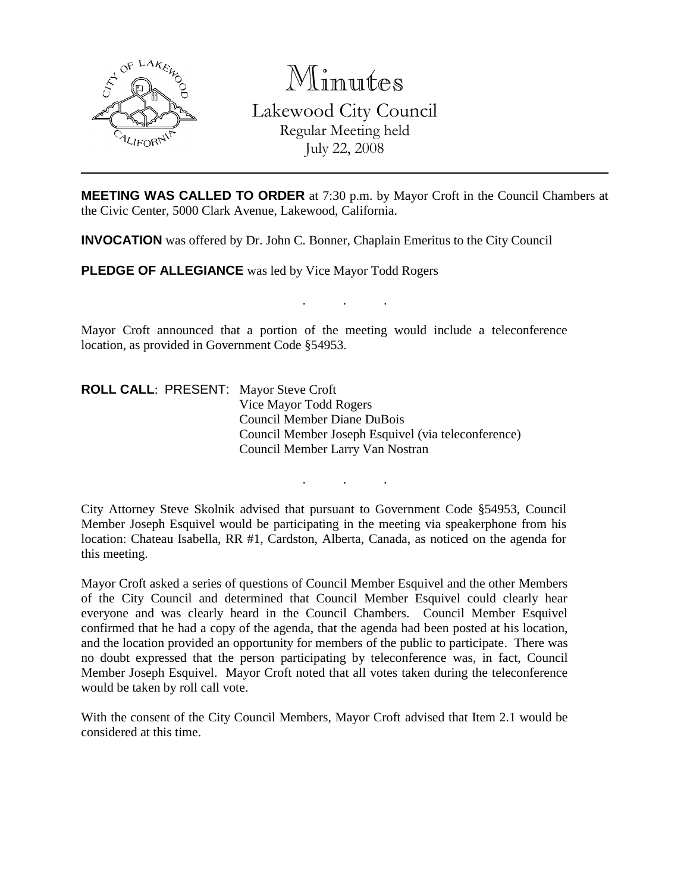# Minutes

## Lakewood City Council

Regular Meeting held
July 22, 2008

---

**MEETING WAS CALLED TO ORDER** at 7:30 p.m. by Mayor Croft in the Council Chambers at the Civic Center, 5000 Clark Avenue, Lakewood, California.

**INVOCATION** was offered by Dr. John C. Bonner, Chaplain Emeritus to the City Council

**PLEDGE OF ALLEGIANCE** was led by Vice Mayor Todd Rogers

. . .

Mayor Croft announced that a portion of the meeting would include a teleconference location, as provided in Government Code §54953.

**ROLL CALL**: PRESENT: Mayor Steve Croft
Vice Mayor Todd Rogers
Council Member Diane DuBois
Council Member Joseph Esquivel (via teleconference)
Council Member Larry Van Nostran

. . .

City Attorney Steve Skolnik advised that pursuant to Government Code §54953, Council Member Joseph Esquivel would be participating in the meeting via speakerphone from his location: Chateau Isabella, RR #1, Cardston, Alberta, Canada, as noticed on the agenda for this meeting.

Mayor Croft asked a series of questions of Council Member Esquivel and the other Members of the City Council and determined that Council Member Esquivel could clearly hear everyone and was clearly heard in the Council Chambers. Council Member Esquivel confirmed that he had a copy of the agenda, that the agenda had been posted at his location, and the location provided an opportunity for members of the public to participate. There was no doubt expressed that the person participating by teleconference was, in fact, Council Member Joseph Esquivel. Mayor Croft noted that all votes taken during the teleconference would be taken by roll call vote.

With the consent of the City Council Members, Mayor Croft advised that Item 2.1 would be considered at this time.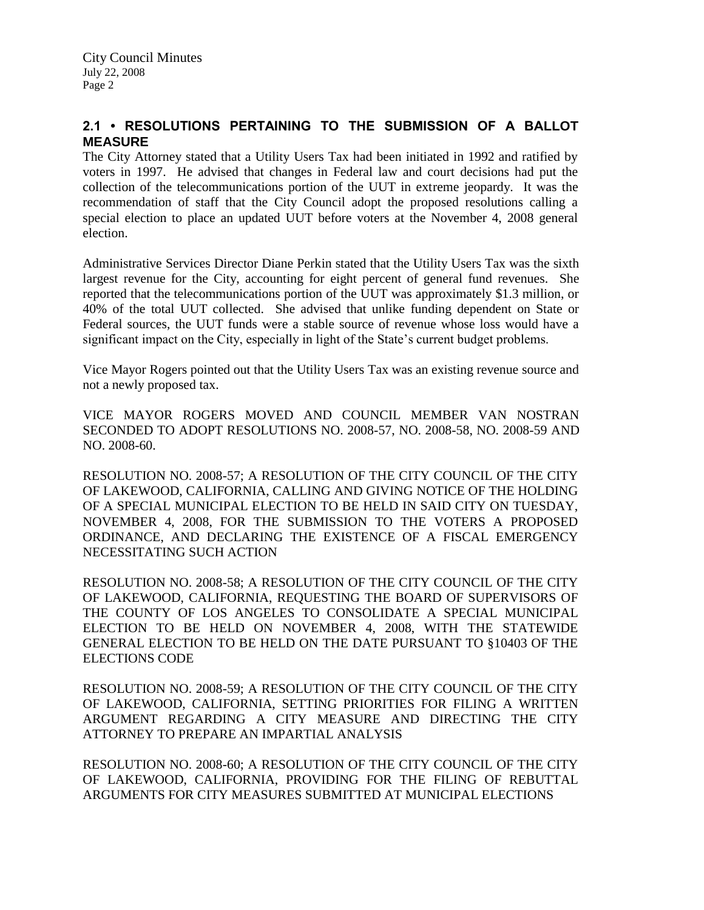## 2.1 • RESOLUTIONS PERTAINING TO THE SUBMISSION OF A BALLOT MEASURE

The City Attorney stated that a Utility Users Tax had been initiated in 1992 and ratified by voters in 1997. He advised that changes in Federal law and court decisions had put the collection of the telecommunications portion of the UUT in extreme jeopardy. It was the recommendation of staff that the City Council adopt the proposed resolutions calling a special election to place an updated UUT before voters at the November 4, 2008 general election.

Administrative Services Director Diane Perkin stated that the Utility Users Tax was the sixth largest revenue for the City, accounting for eight percent of general fund revenues. She reported that the telecommunications portion of the UUT was approximately $1.3 million, or 40% of the total UUT collected. She advised that unlike funding dependent on State or Federal sources, the UUT funds were a stable source of revenue whose loss would have a significant impact on the City, especially in light of the State's current budget problems.

Vice Mayor Rogers pointed out that the Utility Users Tax was an existing revenue source and not a newly proposed tax.

VICE MAYOR ROGERS MOVED AND COUNCIL MEMBER VAN NOSTRAN SECONDED TO ADOPT RESOLUTIONS NO. 2008-57, NO. 2008-58, NO. 2008-59 AND NO. 2008-60.

RESOLUTION NO. 2008-57; A RESOLUTION OF THE CITY COUNCIL OF THE CITY OF LAKEWOOD, CALIFORNIA, CALLING AND GIVING NOTICE OF THE HOLDING OF A SPECIAL MUNICIPAL ELECTION TO BE HELD IN SAID CITY ON TUESDAY, NOVEMBER 4, 2008, FOR THE SUBMISSION TO THE VOTERS A PROPOSED ORDINANCE, AND DECLARING THE EXISTENCE OF A FISCAL EMERGENCY NECESSITATING SUCH ACTION

RESOLUTION NO. 2008-58; A RESOLUTION OF THE CITY COUNCIL OF THE CITY OF LAKEWOOD, CALIFORNIA, REQUESTING THE BOARD OF SUPERVISORS OF THE COUNTY OF LOS ANGELES TO CONSOLIDATE A SPECIAL MUNICIPAL ELECTION TO BE HELD ON NOVEMBER 4, 2008, WITH THE STATEWIDE GENERAL ELECTION TO BE HELD ON THE DATE PURSUANT TO §10403 OF THE ELECTIONS CODE

RESOLUTION NO. 2008-59; A RESOLUTION OF THE CITY COUNCIL OF THE CITY OF LAKEWOOD, CALIFORNIA, SETTING PRIORITIES FOR FILING A WRITTEN ARGUMENT REGARDING A CITY MEASURE AND DIRECTING THE CITY ATTORNEY TO PREPARE AN IMPARTIAL ANALYSIS

RESOLUTION NO. 2008-60; A RESOLUTION OF THE CITY COUNCIL OF THE CITY OF LAKEWOOD, CALIFORNIA, PROVIDING FOR THE FILING OF REBUTTAL ARGUMENTS FOR CITY MEASURES SUBMITTED AT MUNICIPAL ELECTIONS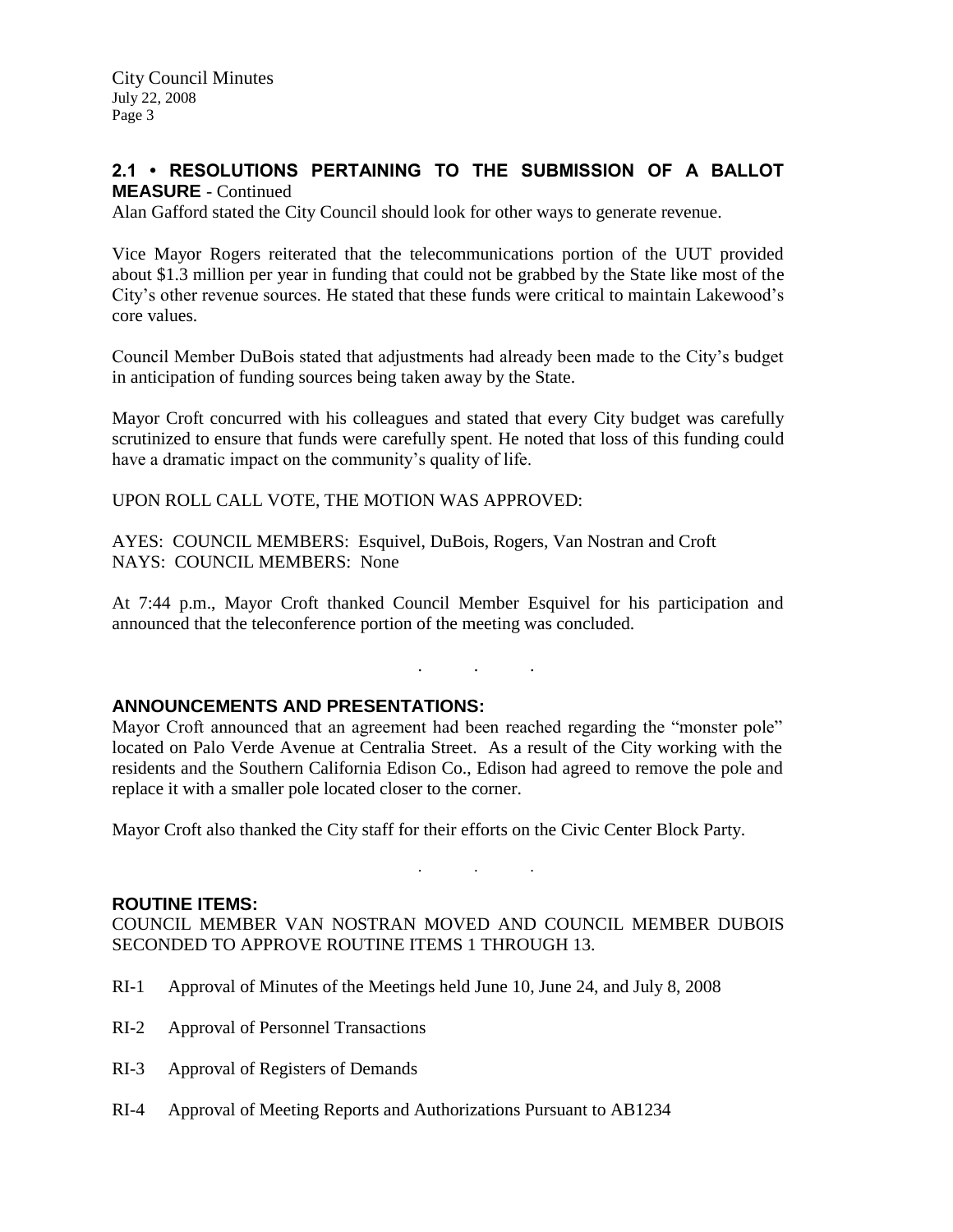## 2.1 • RESOLUTIONS PERTAINING TO THE SUBMISSION OF A BALLOT MEASURE - Continued

Alan Gafford stated the City Council should look for other ways to generate revenue.

Vice Mayor Rogers reiterated that the telecommunications portion of the UUT provided about $1.3 million per year in funding that could not be grabbed by the State like most of the City's other revenue sources. He stated that these funds were critical to maintain Lakewood's core values.

Council Member DuBois stated that adjustments had already been made to the City's budget in anticipation of funding sources being taken away by the State.

Mayor Croft concurred with his colleagues and stated that every City budget was carefully scrutinized to ensure that funds were carefully spent. He noted that loss of this funding could have a dramatic impact on the community's quality of life.

UPON ROLL CALL VOTE, THE MOTION WAS APPROVED:

AYES: COUNCIL MEMBERS: Esquivel, DuBois, Rogers, Van Nostran and Croft
NAYS: COUNCIL MEMBERS: None

At 7:44 p.m., Mayor Croft thanked Council Member Esquivel for his participation and announced that the teleconference portion of the meeting was concluded.

. . .

## ANNOUNCEMENTS AND PRESENTATIONS:

Mayor Croft announced that an agreement had been reached regarding the "monster pole" located on Palo Verde Avenue at Centralia Street. As a result of the City working with the residents and the Southern California Edison Co., Edison had agreed to remove the pole and replace it with a smaller pole located closer to the corner.

Mayor Croft also thanked the City staff for their efforts on the Civic Center Block Party.

. . .

## ROUTINE ITEMS:

COUNCIL MEMBER VAN NOSTRAN MOVED AND COUNCIL MEMBER DUBOIS SECONDED TO APPROVE ROUTINE ITEMS 1 THROUGH 13.

RI-1 Approval of Minutes of the Meetings held June 10, June 24, and July 8, 2008

RI-2 Approval of Personnel Transactions

RI-3 Approval of Registers of Demands

RI-4 Approval of Meeting Reports and Authorizations Pursuant to AB1234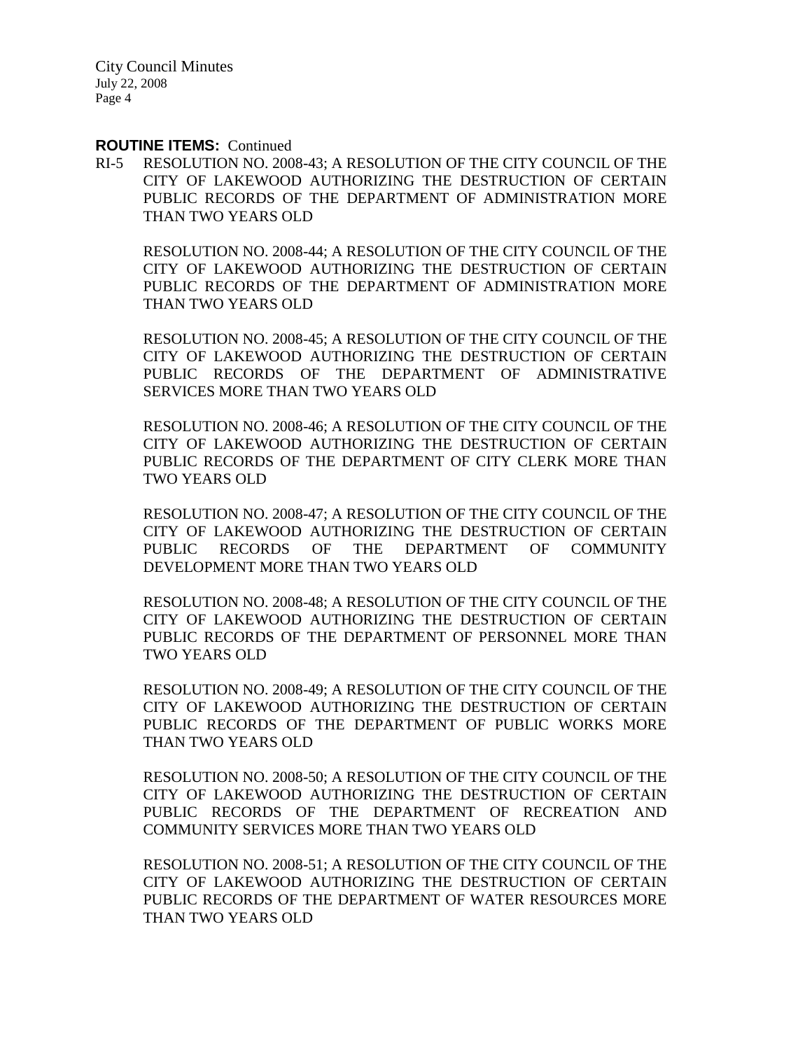**ROUTINE ITEMS:** Continued

RI-5 RESOLUTION NO. 2008-43; A RESOLUTION OF THE CITY COUNCIL OF THE CITY OF LAKEWOOD AUTHORIZING THE DESTRUCTION OF CERTAIN PUBLIC RECORDS OF THE DEPARTMENT OF ADMINISTRATION MORE THAN TWO YEARS OLD

RESOLUTION NO. 2008-44; A RESOLUTION OF THE CITY COUNCIL OF THE CITY OF LAKEWOOD AUTHORIZING THE DESTRUCTION OF CERTAIN PUBLIC RECORDS OF THE DEPARTMENT OF ADMINISTRATION MORE THAN TWO YEARS OLD

RESOLUTION NO. 2008-45; A RESOLUTION OF THE CITY COUNCIL OF THE CITY OF LAKEWOOD AUTHORIZING THE DESTRUCTION OF CERTAIN PUBLIC RECORDS OF THE DEPARTMENT OF ADMINISTRATIVE SERVICES MORE THAN TWO YEARS OLD

RESOLUTION NO. 2008-46; A RESOLUTION OF THE CITY COUNCIL OF THE CITY OF LAKEWOOD AUTHORIZING THE DESTRUCTION OF CERTAIN PUBLIC RECORDS OF THE DEPARTMENT OF CITY CLERK MORE THAN TWO YEARS OLD

RESOLUTION NO. 2008-47; A RESOLUTION OF THE CITY COUNCIL OF THE CITY OF LAKEWOOD AUTHORIZING THE DESTRUCTION OF CERTAIN PUBLIC RECORDS OF THE DEPARTMENT OF COMMUNITY DEVELOPMENT MORE THAN TWO YEARS OLD

RESOLUTION NO. 2008-48; A RESOLUTION OF THE CITY COUNCIL OF THE CITY OF LAKEWOOD AUTHORIZING THE DESTRUCTION OF CERTAIN PUBLIC RECORDS OF THE DEPARTMENT OF PERSONNEL MORE THAN TWO YEARS OLD

RESOLUTION NO. 2008-49; A RESOLUTION OF THE CITY COUNCIL OF THE CITY OF LAKEWOOD AUTHORIZING THE DESTRUCTION OF CERTAIN PUBLIC RECORDS OF THE DEPARTMENT OF PUBLIC WORKS MORE THAN TWO YEARS OLD

RESOLUTION NO. 2008-50; A RESOLUTION OF THE CITY COUNCIL OF THE CITY OF LAKEWOOD AUTHORIZING THE DESTRUCTION OF CERTAIN PUBLIC RECORDS OF THE DEPARTMENT OF RECREATION AND COMMUNITY SERVICES MORE THAN TWO YEARS OLD

RESOLUTION NO. 2008-51; A RESOLUTION OF THE CITY COUNCIL OF THE CITY OF LAKEWOOD AUTHORIZING THE DESTRUCTION OF CERTAIN PUBLIC RECORDS OF THE DEPARTMENT OF WATER RESOURCES MORE THAN TWO YEARS OLD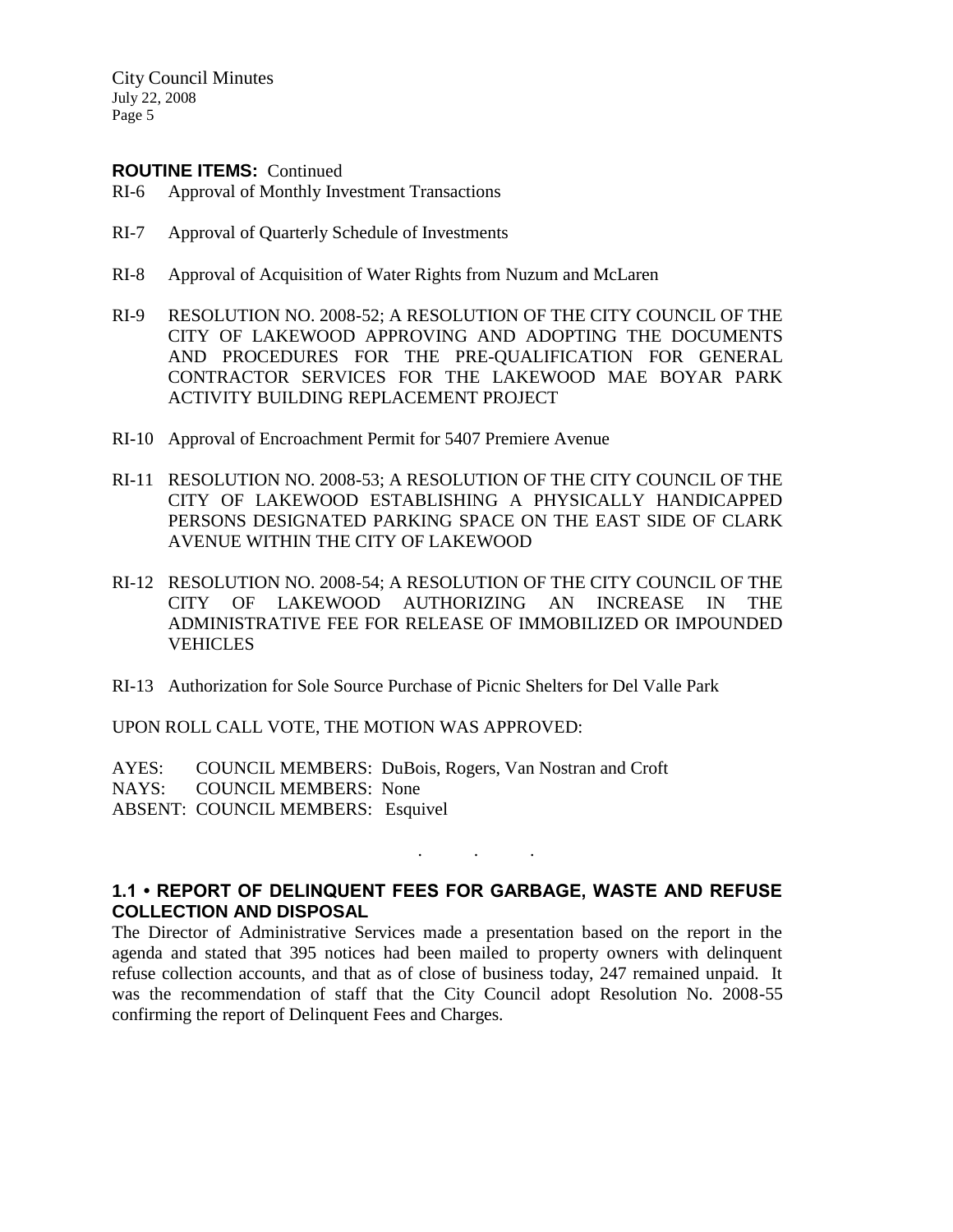**ROUTINE ITEMS:** Continued

RI-6 Approval of Monthly Investment Transactions

RI-7 Approval of Quarterly Schedule of Investments

RI-8 Approval of Acquisition of Water Rights from Nuzum and McLaren

RI-9 RESOLUTION NO. 2008-52; A RESOLUTION OF THE CITY COUNCIL OF THE CITY OF LAKEWOOD APPROVING AND ADOPTING THE DOCUMENTS AND PROCEDURES FOR THE PRE-QUALIFICATION FOR GENERAL CONTRACTOR SERVICES FOR THE LAKEWOOD MAE BOYAR PARK ACTIVITY BUILDING REPLACEMENT PROJECT

RI-10 Approval of Encroachment Permit for 5407 Premiere Avenue

RI-11 RESOLUTION NO. 2008-53; A RESOLUTION OF THE CITY COUNCIL OF THE CITY OF LAKEWOOD ESTABLISHING A PHYSICALLY HANDICAPPED PERSONS DESIGNATED PARKING SPACE ON THE EAST SIDE OF CLARK AVENUE WITHIN THE CITY OF LAKEWOOD

RI-12 RESOLUTION NO. 2008-54; A RESOLUTION OF THE CITY COUNCIL OF THE CITY OF LAKEWOOD AUTHORIZING AN INCREASE IN THE ADMINISTRATIVE FEE FOR RELEASE OF IMMOBILIZED OR IMPOUNDED VEHICLES

RI-13 Authorization for Sole Source Purchase of Picnic Shelters for Del Valle Park

UPON ROLL CALL VOTE, THE MOTION WAS APPROVED:

AYES: COUNCIL MEMBERS: DuBois, Rogers, Van Nostran and Croft
NAYS: COUNCIL MEMBERS: None
ABSENT: COUNCIL MEMBERS: Esquivel

. . .

## 1.1 • REPORT OF DELINQUENT FEES FOR GARBAGE, WASTE AND REFUSE COLLECTION AND DISPOSAL

The Director of Administrative Services made a presentation based on the report in the agenda and stated that 395 notices had been mailed to property owners with delinquent refuse collection accounts, and that as of close of business today, 247 remained unpaid. It was the recommendation of staff that the City Council adopt Resolution No. 2008-55 confirming the report of Delinquent Fees and Charges.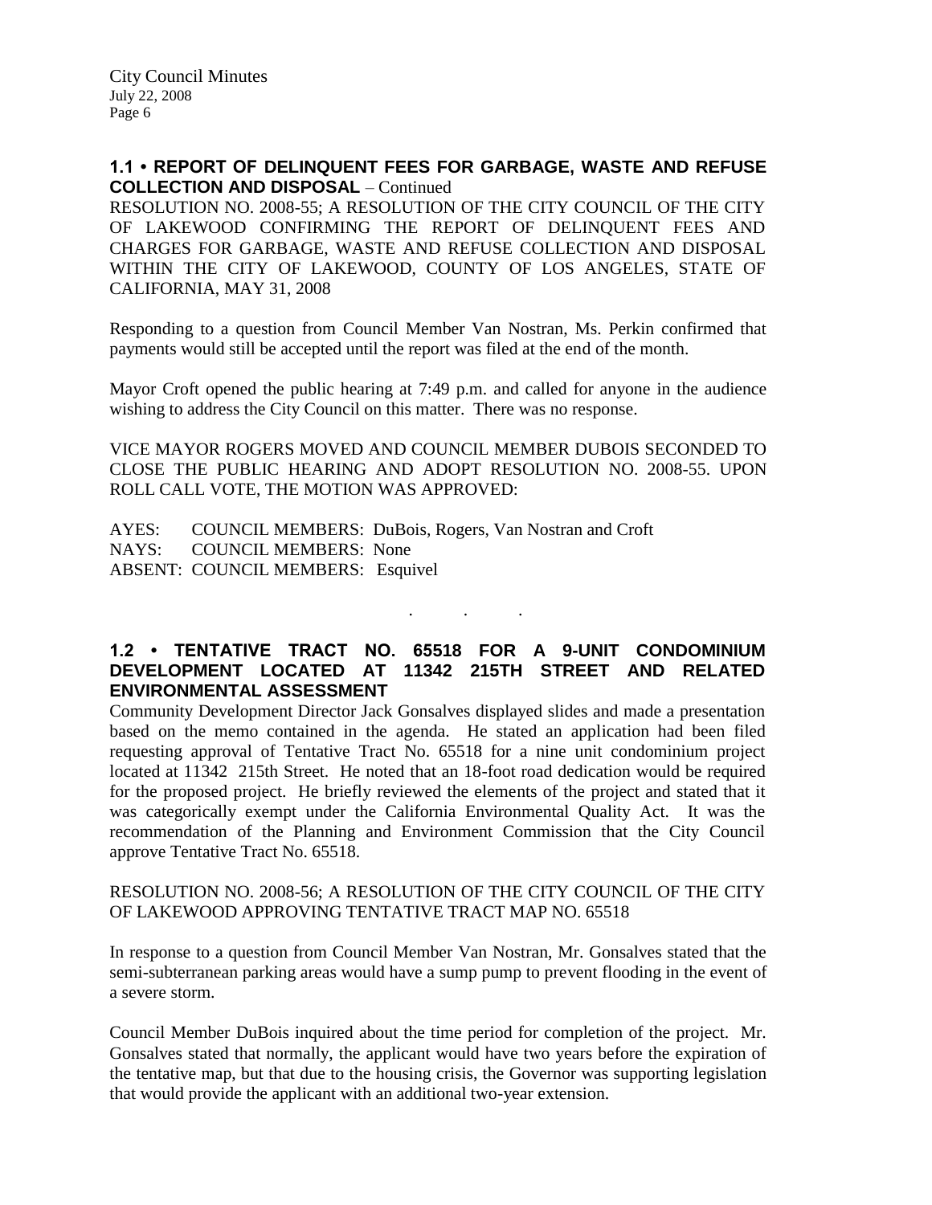**1.1 • REPORT OF DELINQUENT FEES FOR GARBAGE, WASTE AND REFUSE COLLECTION AND DISPOSAL** – Continued

RESOLUTION NO. 2008-55; A RESOLUTION OF THE CITY COUNCIL OF THE CITY OF LAKEWOOD CONFIRMING THE REPORT OF DELINQUENT FEES AND CHARGES FOR GARBAGE, WASTE AND REFUSE COLLECTION AND DISPOSAL WITHIN THE CITY OF LAKEWOOD, COUNTY OF LOS ANGELES, STATE OF CALIFORNIA, MAY 31, 2008

Responding to a question from Council Member Van Nostran, Ms. Perkin confirmed that payments would still be accepted until the report was filed at the end of the month.

Mayor Croft opened the public hearing at 7:49 p.m. and called for anyone in the audience wishing to address the City Council on this matter. There was no response.

VICE MAYOR ROGERS MOVED AND COUNCIL MEMBER DUBOIS SECONDED TO CLOSE THE PUBLIC HEARING AND ADOPT RESOLUTION NO. 2008-55. UPON ROLL CALL VOTE, THE MOTION WAS APPROVED:

AYES: COUNCIL MEMBERS: DuBois, Rogers, Van Nostran and Croft
NAYS: COUNCIL MEMBERS: None
ABSENT: COUNCIL MEMBERS: Esquivel

. . .

**1.2 • TENTATIVE TRACT NO. 65518 FOR A 9-UNIT CONDOMINIUM DEVELOPMENT LOCATED AT 11342 215TH STREET AND RELATED ENVIRONMENTAL ASSESSMENT**

Community Development Director Jack Gonsalves displayed slides and made a presentation based on the memo contained in the agenda. He stated an application had been filed requesting approval of Tentative Tract No. 65518 for a nine unit condominium project located at 11342 215th Street. He noted that an 18-foot road dedication would be required for the proposed project. He briefly reviewed the elements of the project and stated that it was categorically exempt under the California Environmental Quality Act. It was the recommendation of the Planning and Environment Commission that the City Council approve Tentative Tract No. 65518.

RESOLUTION NO. 2008-56; A RESOLUTION OF THE CITY COUNCIL OF THE CITY OF LAKEWOOD APPROVING TENTATIVE TRACT MAP NO. 65518

In response to a question from Council Member Van Nostran, Mr. Gonsalves stated that the semi-subterranean parking areas would have a sump pump to prevent flooding in the event of a severe storm.

Council Member DuBois inquired about the time period for completion of the project. Mr. Gonsalves stated that normally, the applicant would have two years before the expiration of the tentative map, but that due to the housing crisis, the Governor was supporting legislation that would provide the applicant with an additional two-year extension.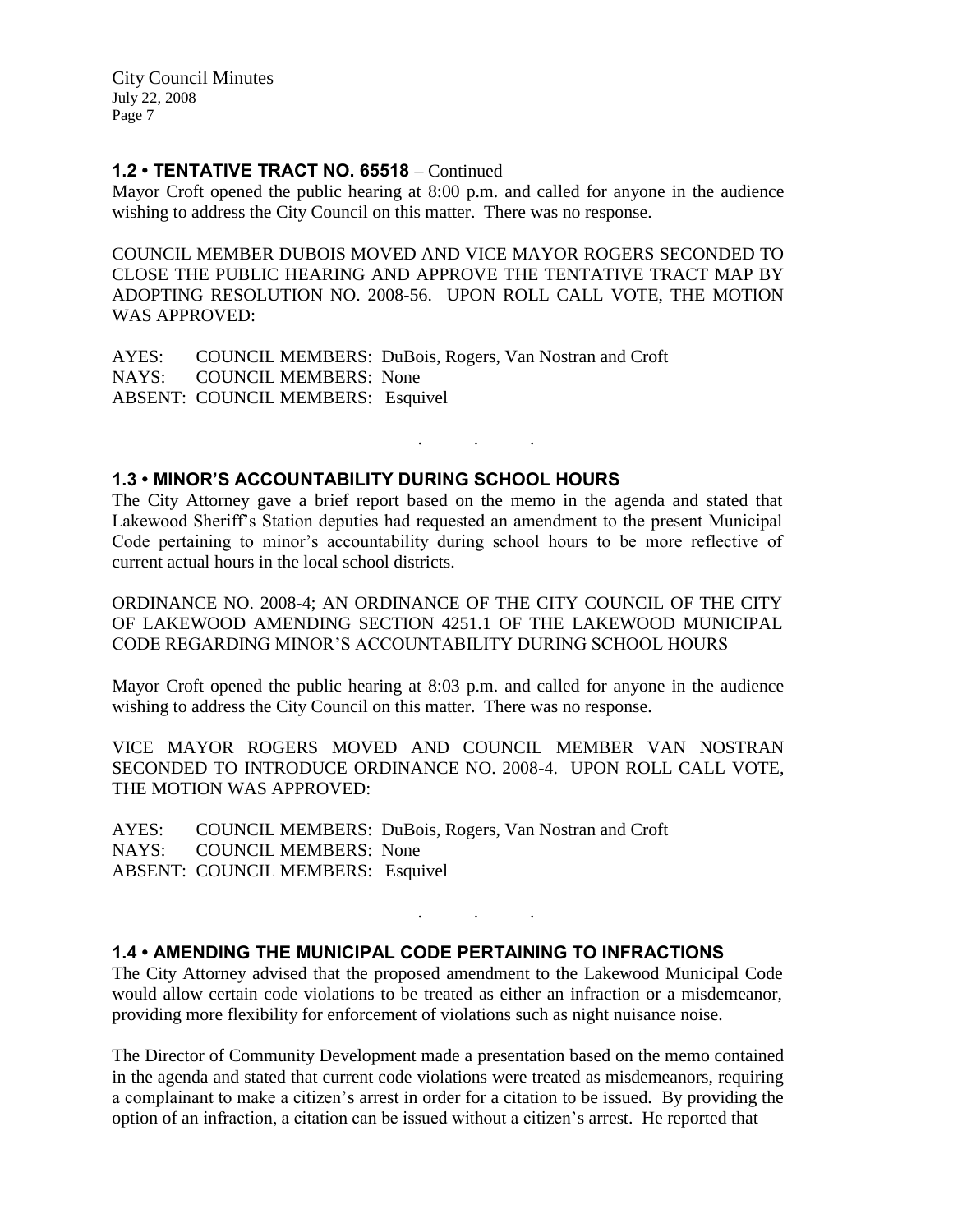### 1.2 • TENTATIVE TRACT NO. 65518 – Continued

Mayor Croft opened the public hearing at 8:00 p.m. and called for anyone in the audience wishing to address the City Council on this matter. There was no response.

COUNCIL MEMBER DUBOIS MOVED AND VICE MAYOR ROGERS SECONDED TO CLOSE THE PUBLIC HEARING AND APPROVE THE TENTATIVE TRACT MAP BY ADOPTING RESOLUTION NO. 2008-56. UPON ROLL CALL VOTE, THE MOTION WAS APPROVED:

AYES: COUNCIL MEMBERS: DuBois, Rogers, Van Nostran and Croft
NAYS: COUNCIL MEMBERS: None
ABSENT: COUNCIL MEMBERS: Esquivel

. . .

### 1.3 • MINOR'S ACCOUNTABILITY DURING SCHOOL HOURS

The City Attorney gave a brief report based on the memo in the agenda and stated that Lakewood Sheriff's Station deputies had requested an amendment to the present Municipal Code pertaining to minor's accountability during school hours to be more reflective of current actual hours in the local school districts.

ORDINANCE NO. 2008-4; AN ORDINANCE OF THE CITY COUNCIL OF THE CITY OF LAKEWOOD AMENDING SECTION 4251.1 OF THE LAKEWOOD MUNICIPAL CODE REGARDING MINOR'S ACCOUNTABILITY DURING SCHOOL HOURS

Mayor Croft opened the public hearing at 8:03 p.m. and called for anyone in the audience wishing to address the City Council on this matter. There was no response.

VICE MAYOR ROGERS MOVED AND COUNCIL MEMBER VAN NOSTRAN SECONDED TO INTRODUCE ORDINANCE NO. 2008-4. UPON ROLL CALL VOTE, THE MOTION WAS APPROVED:

AYES: COUNCIL MEMBERS: DuBois, Rogers, Van Nostran and Croft
NAYS: COUNCIL MEMBERS: None
ABSENT: COUNCIL MEMBERS: Esquivel

. . .

### 1.4 • AMENDING THE MUNICIPAL CODE PERTAINING TO INFRACTIONS

The City Attorney advised that the proposed amendment to the Lakewood Municipal Code would allow certain code violations to be treated as either an infraction or a misdemeanor, providing more flexibility for enforcement of violations such as night nuisance noise.

The Director of Community Development made a presentation based on the memo contained in the agenda and stated that current code violations were treated as misdemeanors, requiring a complainant to make a citizen's arrest in order for a citation to be issued. By providing the option of an infraction, a citation can be issued without a citizen's arrest. He reported that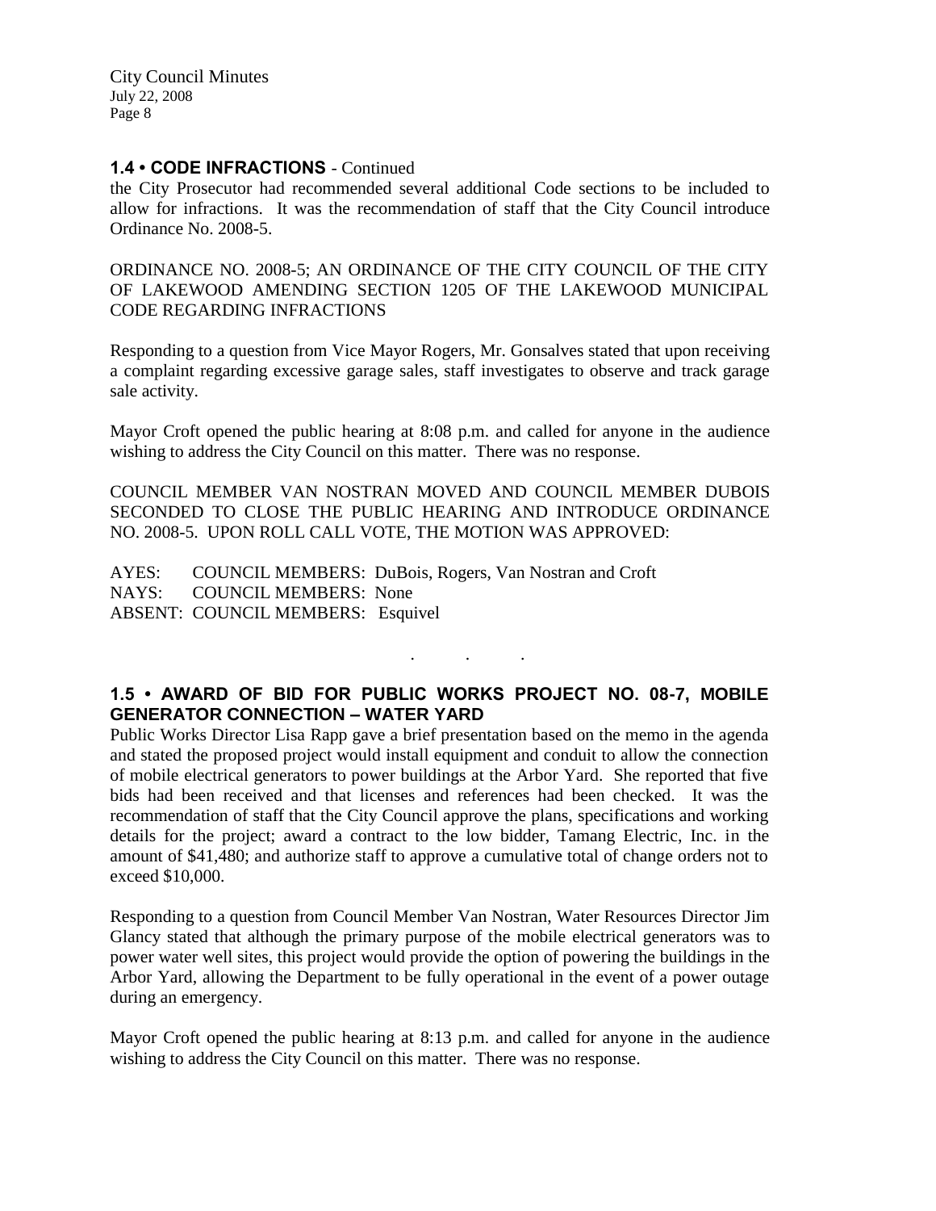### 1.4 • CODE INFRACTIONS - Continued

the City Prosecutor had recommended several additional Code sections to be included to allow for infractions. It was the recommendation of staff that the City Council introduce Ordinance No. 2008-5.

ORDINANCE NO. 2008-5; AN ORDINANCE OF THE CITY COUNCIL OF THE CITY OF LAKEWOOD AMENDING SECTION 1205 OF THE LAKEWOOD MUNICIPAL CODE REGARDING INFRACTIONS

Responding to a question from Vice Mayor Rogers, Mr. Gonsalves stated that upon receiving a complaint regarding excessive garage sales, staff investigates to observe and track garage sale activity.

Mayor Croft opened the public hearing at 8:08 p.m. and called for anyone in the audience wishing to address the City Council on this matter. There was no response.

COUNCIL MEMBER VAN NOSTRAN MOVED AND COUNCIL MEMBER DUBOIS SECONDED TO CLOSE THE PUBLIC HEARING AND INTRODUCE ORDINANCE NO. 2008-5. UPON ROLL CALL VOTE, THE MOTION WAS APPROVED:

AYES: COUNCIL MEMBERS: DuBois, Rogers, Van Nostran and Croft
NAYS: COUNCIL MEMBERS: None
ABSENT: COUNCIL MEMBERS: Esquivel

. . .

### 1.5 • AWARD OF BID FOR PUBLIC WORKS PROJECT NO. 08-7, MOBILE GENERATOR CONNECTION – WATER YARD

Public Works Director Lisa Rapp gave a brief presentation based on the memo in the agenda and stated the proposed project would install equipment and conduit to allow the connection of mobile electrical generators to power buildings at the Arbor Yard. She reported that five bids had been received and that licenses and references had been checked. It was the recommendation of staff that the City Council approve the plans, specifications and working details for the project; award a contract to the low bidder, Tamang Electric, Inc. in the amount of $41,480; and authorize staff to approve a cumulative total of change orders not to exceed $10,000.

Responding to a question from Council Member Van Nostran, Water Resources Director Jim Glancy stated that although the primary purpose of the mobile electrical generators was to power water well sites, this project would provide the option of powering the buildings in the Arbor Yard, allowing the Department to be fully operational in the event of a power outage during an emergency.

Mayor Croft opened the public hearing at 8:13 p.m. and called for anyone in the audience wishing to address the City Council on this matter. There was no response.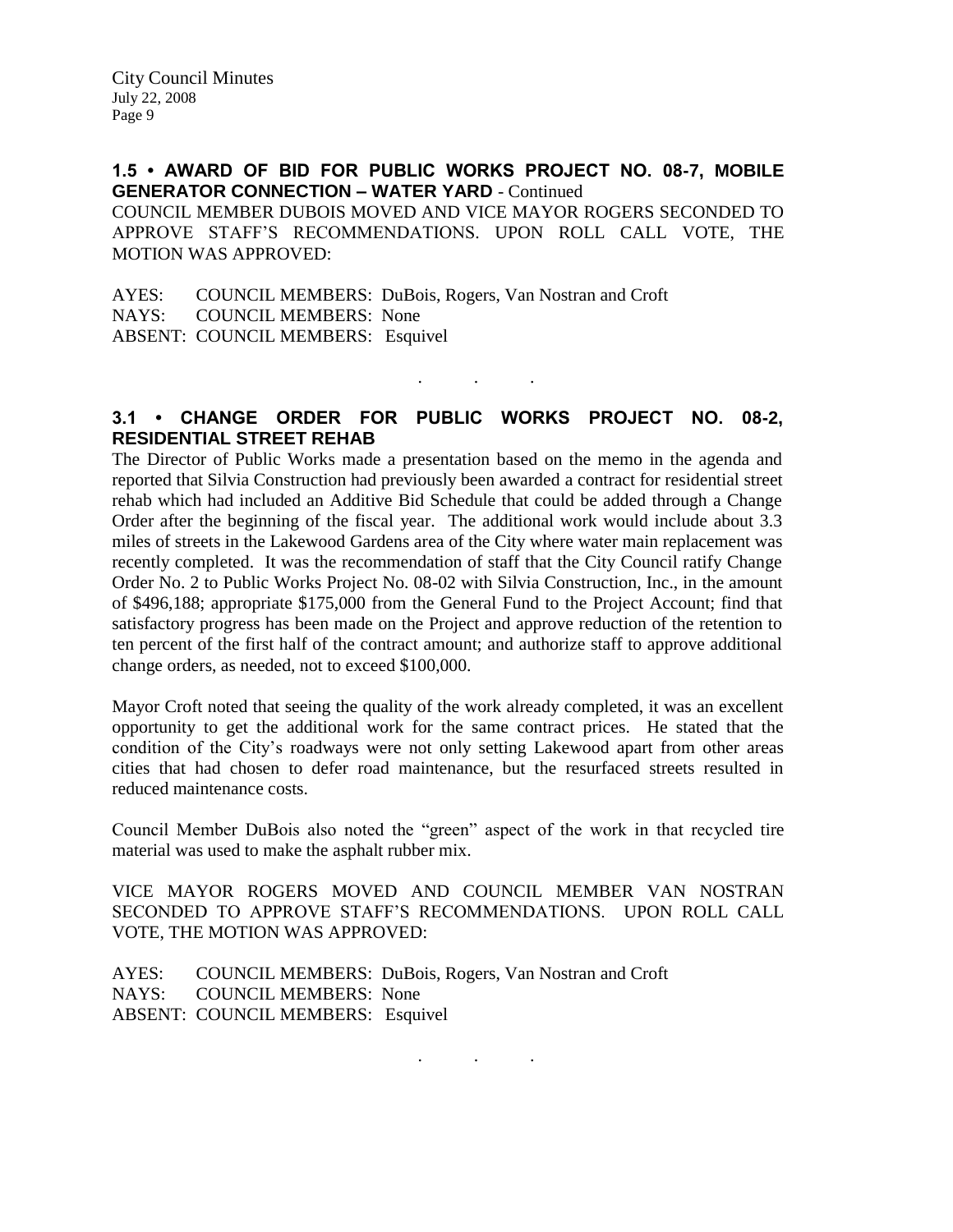**1.5 • AWARD OF BID FOR PUBLIC WORKS PROJECT NO. 08-7, MOBILE GENERATOR CONNECTION – WATER YARD** - Continued

COUNCIL MEMBER DUBOIS MOVED AND VICE MAYOR ROGERS SECONDED TO APPROVE STAFF'S RECOMMENDATIONS. UPON ROLL CALL VOTE, THE MOTION WAS APPROVED:

AYES: COUNCIL MEMBERS: DuBois, Rogers, Van Nostran and Croft
NAYS: COUNCIL MEMBERS: None
ABSENT: COUNCIL MEMBERS: Esquivel

. . .

**3.1 • CHANGE ORDER FOR PUBLIC WORKS PROJECT NO. 08-2, RESIDENTIAL STREET REHAB**

The Director of Public Works made a presentation based on the memo in the agenda and reported that Silvia Construction had previously been awarded a contract for residential street rehab which had included an Additive Bid Schedule that could be added through a Change Order after the beginning of the fiscal year. The additional work would include about 3.3 miles of streets in the Lakewood Gardens area of the City where water main replacement was recently completed. It was the recommendation of staff that the City Council ratify Change Order No. 2 to Public Works Project No. 08-02 with Silvia Construction, Inc., in the amount of $496,188; appropriate $175,000 from the General Fund to the Project Account; find that satisfactory progress has been made on the Project and approve reduction of the retention to ten percent of the first half of the contract amount; and authorize staff to approve additional change orders, as needed, not to exceed $100,000.

Mayor Croft noted that seeing the quality of the work already completed, it was an excellent opportunity to get the additional work for the same contract prices. He stated that the condition of the City's roadways were not only setting Lakewood apart from other areas cities that had chosen to defer road maintenance, but the resurfaced streets resulted in reduced maintenance costs.

Council Member DuBois also noted the "green" aspect of the work in that recycled tire material was used to make the asphalt rubber mix.

VICE MAYOR ROGERS MOVED AND COUNCIL MEMBER VAN NOSTRAN SECONDED TO APPROVE STAFF'S RECOMMENDATIONS. UPON ROLL CALL VOTE, THE MOTION WAS APPROVED:

AYES: COUNCIL MEMBERS: DuBois, Rogers, Van Nostran and Croft
NAYS: COUNCIL MEMBERS: None
ABSENT: COUNCIL MEMBERS: Esquivel

. . .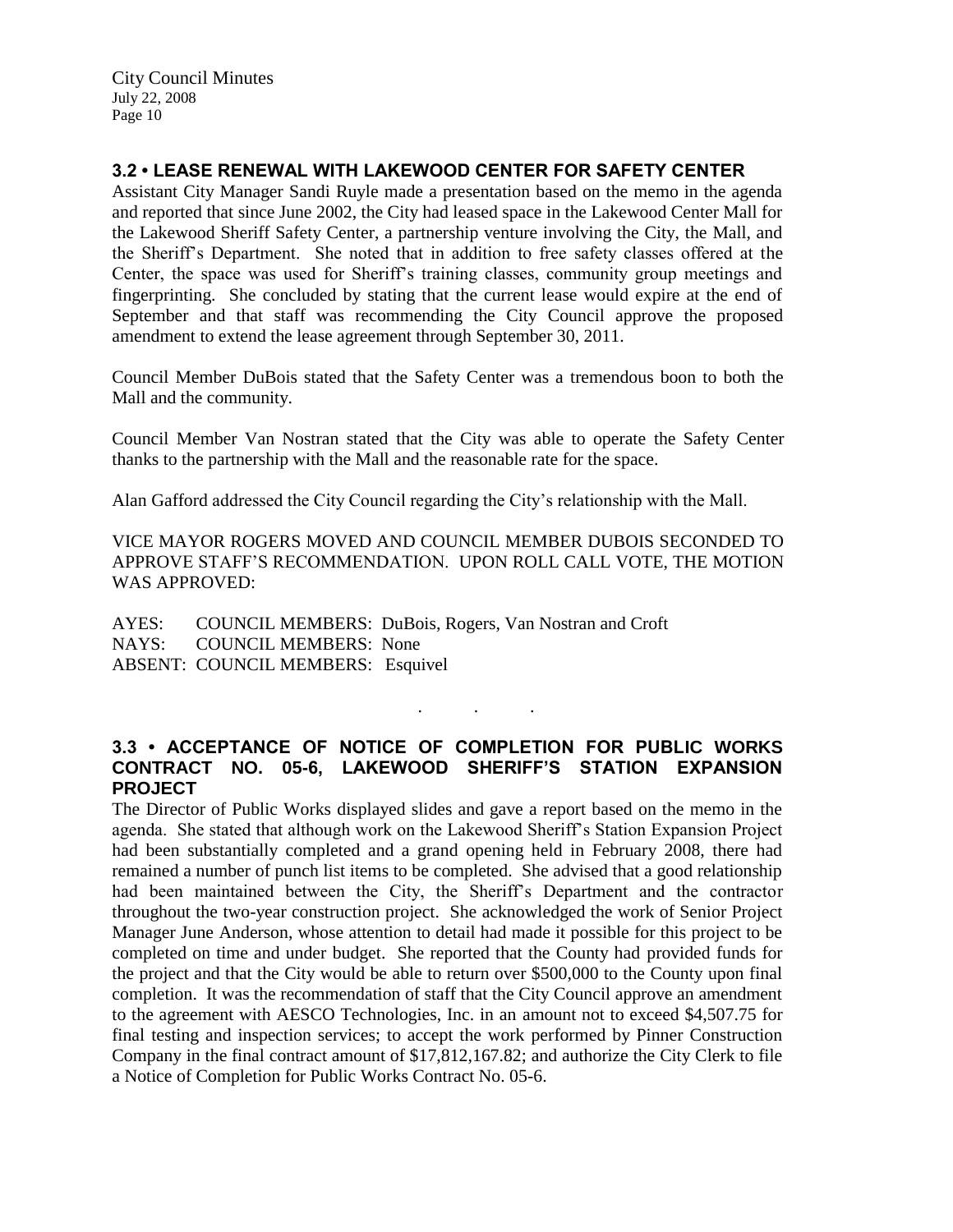## 3.2 • LEASE RENEWAL WITH LAKEWOOD CENTER FOR SAFETY CENTER

Assistant City Manager Sandi Ruyle made a presentation based on the memo in the agenda and reported that since June 2002, the City had leased space in the Lakewood Center Mall for the Lakewood Sheriff Safety Center, a partnership venture involving the City, the Mall, and the Sheriff's Department. She noted that in addition to free safety classes offered at the Center, the space was used for Sheriff's training classes, community group meetings and fingerprinting. She concluded by stating that the current lease would expire at the end of September and that staff was recommending the City Council approve the proposed amendment to extend the lease agreement through September 30, 2011.

Council Member DuBois stated that the Safety Center was a tremendous boon to both the Mall and the community.

Council Member Van Nostran stated that the City was able to operate the Safety Center thanks to the partnership with the Mall and the reasonable rate for the space.

Alan Gafford addressed the City Council regarding the City's relationship with the Mall.

VICE MAYOR ROGERS MOVED AND COUNCIL MEMBER DUBOIS SECONDED TO APPROVE STAFF'S RECOMMENDATION. UPON ROLL CALL VOTE, THE MOTION WAS APPROVED:

AYES: COUNCIL MEMBERS: DuBois, Rogers, Van Nostran and Croft
NAYS: COUNCIL MEMBERS: None
ABSENT: COUNCIL MEMBERS: Esquivel

. . .

## 3.3 • ACCEPTANCE OF NOTICE OF COMPLETION FOR PUBLIC WORKS CONTRACT NO. 05-6, LAKEWOOD SHERIFF'S STATION EXPANSION PROJECT

The Director of Public Works displayed slides and gave a report based on the memo in the agenda. She stated that although work on the Lakewood Sheriff's Station Expansion Project had been substantially completed and a grand opening held in February 2008, there had remained a number of punch list items to be completed. She advised that a good relationship had been maintained between the City, the Sheriff's Department and the contractor throughout the two-year construction project. She acknowledged the work of Senior Project Manager June Anderson, whose attention to detail had made it possible for this project to be completed on time and under budget. She reported that the County had provided funds for the project and that the City would be able to return over $500,000 to the County upon final completion. It was the recommendation of staff that the City Council approve an amendment to the agreement with AESCO Technologies, Inc. in an amount not to exceed $4,507.75 for final testing and inspection services; to accept the work performed by Pinner Construction Company in the final contract amount of $17,812,167.82; and authorize the City Clerk to file a Notice of Completion for Public Works Contract No. 05-6.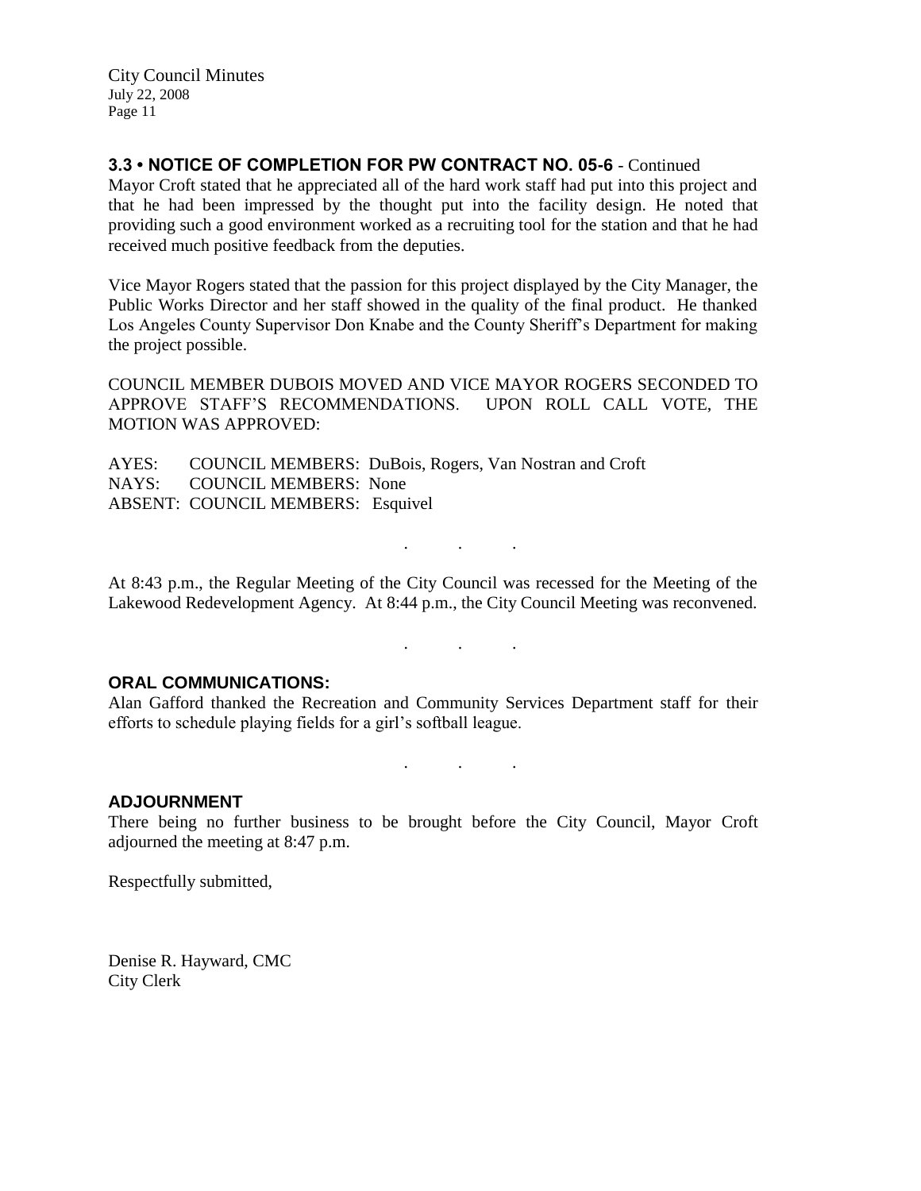## 3.3 • NOTICE OF COMPLETION FOR PW CONTRACT NO. 05-6 - Continued

Mayor Croft stated that he appreciated all of the hard work staff had put into this project and that he had been impressed by the thought put into the facility design. He noted that providing such a good environment worked as a recruiting tool for the station and that he had received much positive feedback from the deputies.

Vice Mayor Rogers stated that the passion for this project displayed by the City Manager, the Public Works Director and her staff showed in the quality of the final product. He thanked Los Angeles County Supervisor Don Knabe and the County Sheriff's Department for making the project possible.

COUNCIL MEMBER DUBOIS MOVED AND VICE MAYOR ROGERS SECONDED TO APPROVE STAFF'S RECOMMENDATIONS. UPON ROLL CALL VOTE, THE MOTION WAS APPROVED:

AYES: COUNCIL MEMBERS: DuBois, Rogers, Van Nostran and Croft
NAYS: COUNCIL MEMBERS: None
ABSENT: COUNCIL MEMBERS: Esquivel

. . .

At 8:43 p.m., the Regular Meeting of the City Council was recessed for the Meeting of the Lakewood Redevelopment Agency. At 8:44 p.m., the City Council Meeting was reconvened.

. . .

## ORAL COMMUNICATIONS:

Alan Gafford thanked the Recreation and Community Services Department staff for their efforts to schedule playing fields for a girl's softball league.

. . .

## ADJOURNMENT

There being no further business to be brought before the City Council, Mayor Croft adjourned the meeting at 8:47 p.m.

Respectfully submitted,

Denise R. Hayward, CMC
City Clerk